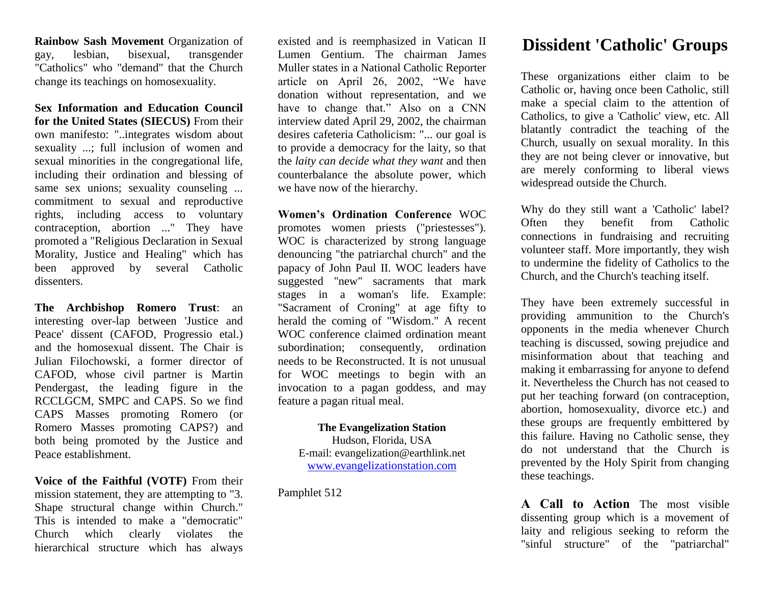**Rainbow Sash Movement** Organization of gay, lesbian, bisexual, transgender "Catholics" who "demand" that the Church change its teachings on homosexuality.

**Sex Information and Education Council for the United States (SIECUS)** From their own manifesto: "..integrates wisdom about sexuality ...; full inclusion of women and sexual minorities in the congregational life, including their ordination and blessing of same sex unions; sexuality counseling ... commitment to sexual and reproductive rights, including access to voluntary contraception, abortion ..." They have promoted a "Religious Declaration in Sexual Morality, Justice and Healing" which has been approved by several Catholic dissenters.

**The Archbishop Romero Trust**: an interesting over-lap between 'Justice and Peace' dissent (CAFOD, Progressio etal.) and the homosexual dissent. The Chair is Julian Filochowski, a former director of CAFOD, whose civil partner is Martin Pendergast, the leading figure in the RCCLGCM, SMPC and CAPS. So we find CAPS Masses promoting Romero (or Romero Masses promoting CAPS?) and both being promoted by the Justice and Peace establishment.

**Voice of the Faithful (VOTF)** From their mission statement, they are attempting to "3. Shape structural change within Church." This is intended to make a "democratic" Church which clearly violates the hierarchical structure which has always existed and is reemphasized in Vatican II Lumen Gentium. The chairman James Muller states in a National Catholic Reporter article on April 26, 2002, “We have donation without representation, and we have to change that.” Also on a CNN interview dated April 29, 2002, the chairman desires cafeteria Catholicism: "... our goal is to provide a democracy for the laity, so that the *laity can decide what they want* and then counterbalance the absolute power, which we have now of the hierarchy.

**Women’s Ordination Conference** WOC promotes women priests ("priestesses"). WOC is characterized by strong language denouncing "the patriarchal church" and the papacy of John Paul II. WOC leaders have suggested "new" sacraments that mark stages in a woman's life. Example: "Sacrament of Croning" at age fifty to herald the coming of "Wisdom." A recent WOC conference claimed ordination meant subordination; consequently, ordination needs to be Reconstructed. It is not unusual for WOC meetings to begin with an invocation to a pagan goddess, and may feature a pagan ritual meal.

**The Evangelization Station**
Hudson, Florida, USA
E-mail: evangelization@earthlink.net
www.evangelizationstation.com

Pamphlet 512

# Dissident 'Catholic' Groups

These organizations either claim to be Catholic or, having once been Catholic, still make a special claim to the attention of Catholics, to give a 'Catholic' view, etc. All blatantly contradict the teaching of the Church, usually on sexual morality. In this they are not being clever or innovative, but are merely conforming to liberal views widespread outside the Church.

Why do they still want a 'Catholic' label? Often they benefit from Catholic connections in fundraising and recruiting volunteer staff. More importantly, they wish to undermine the fidelity of Catholics to the Church, and the Church's teaching itself.

They have been extremely successful in providing ammunition to the Church's opponents in the media whenever Church teaching is discussed, sowing prejudice and misinformation about that teaching and making it embarrassing for anyone to defend it. Nevertheless the Church has not ceased to put her teaching forward (on contraception, abortion, homosexuality, divorce etc.) and these groups are frequently embittered by this failure. Having no Catholic sense, they do not understand that the Church is prevented by the Holy Spirit from changing these teachings.

**A Call to Action** The most visible dissenting group which is a movement of laity and religious seeking to reform the "sinful structure" of the "patriarchal"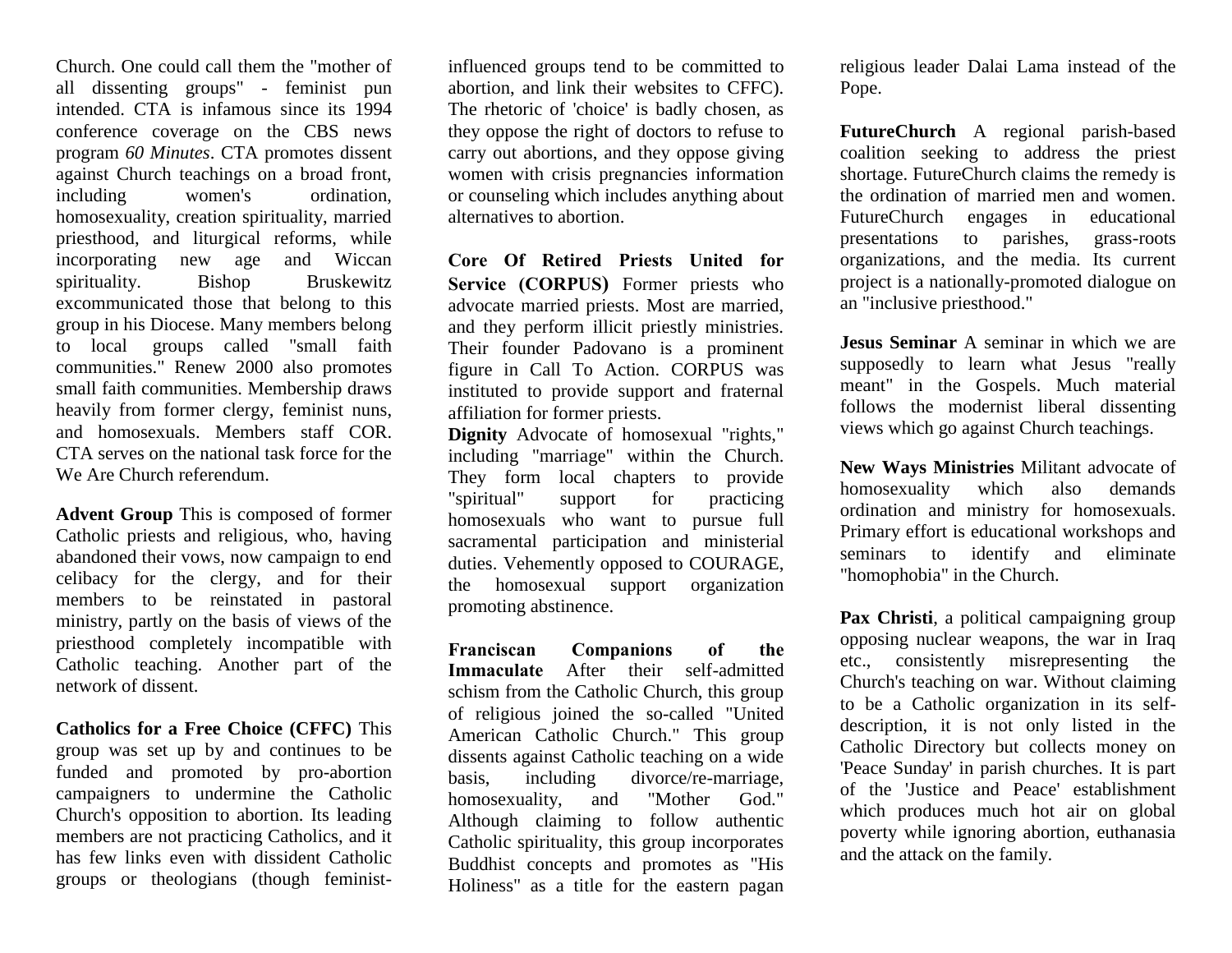Church. One could call them the "mother of all dissenting groups" - feminist pun intended. CTA is infamous since its 1994 conference coverage on the CBS news program *60 Minutes*. CTA promotes dissent against Church teachings on a broad front, including women's ordination, homosexuality, creation spirituality, married priesthood, and liturgical reforms, while incorporating new age and Wiccan spirituality. Bishop Bruskewitz excommunicated those that belong to this group in his Diocese. Many members belong to local groups called "small faith communities." Renew 2000 also promotes small faith communities. Membership draws heavily from former clergy, feminist nuns, and homosexuals. Members staff COR. CTA serves on the national task force for the We Are Church referendum.

**Advent Group** This is composed of former Catholic priests and religious, who, having abandoned their vows, now campaign to end celibacy for the clergy, and for their members to be reinstated in pastoral ministry, partly on the basis of views of the priesthood completely incompatible with Catholic teaching. Another part of the network of dissent.

**Catholics for a Free Choice (CFFC)** This group was set up by and continues to be funded and promoted by pro-abortion campaigners to undermine the Catholic Church's opposition to abortion. Its leading members are not practicing Catholics, and it has few links even with dissident Catholic groups or theologians (though feminist-influenced groups tend to be committed to abortion, and link their websites to CFFC). The rhetoric of 'choice' is badly chosen, as they oppose the right of doctors to refuse to carry out abortions, and they oppose giving women with crisis pregnancies information or counseling which includes anything about alternatives to abortion.

**Core Of Retired Priests United for Service (CORPUS)** Former priests who advocate married priests. Most are married, and they perform illicit priestly ministries. Their founder Padovano is a prominent figure in Call To Action. CORPUS was instituted to provide support and fraternal affiliation for former priests.

**Dignity** Advocate of homosexual "rights," including "marriage" within the Church. They form local chapters to provide "spiritual" support for practicing homosexuals who want to pursue full sacramental participation and ministerial duties. Vehemently opposed to COURAGE, the homosexual support organization promoting abstinence.

**Franciscan Companions of the Immaculate** After their self-admitted schism from the Catholic Church, this group of religious joined the so-called "United American Catholic Church." This group dissents against Catholic teaching on a wide basis, including divorce/re-marriage, homosexuality, and "Mother God." Although claiming to follow authentic Catholic spirituality, this group incorporates Buddhist concepts and promotes as "His Holiness" as a title for the eastern pagan religious leader Dalai Lama instead of the Pope.

**FutureChurch** A regional parish-based coalition seeking to address the priest shortage. FutureChurch claims the remedy is the ordination of married men and women. FutureChurch engages in educational presentations to parishes, grass-roots organizations, and the media. Its current project is a nationally-promoted dialogue on an "inclusive priesthood."

**Jesus Seminar** A seminar in which we are supposedly to learn what Jesus "really meant" in the Gospels. Much material follows the modernist liberal dissenting views which go against Church teachings.

**New Ways Ministries** Militant advocate of homosexuality which also demands ordination and ministry for homosexuals. Primary effort is educational workshops and seminars to identify and eliminate "homophobia" in the Church.

**Pax Christi**, a political campaigning group opposing nuclear weapons, the war in Iraq etc., consistently misrepresenting the Church's teaching on war. Without claiming to be a Catholic organization in its self-description, it is not only listed in the Catholic Directory but collects money on 'Peace Sunday' in parish churches. It is part of the 'Justice and Peace' establishment which produces much hot air on global poverty while ignoring abortion, euthanasia and the attack on the family.